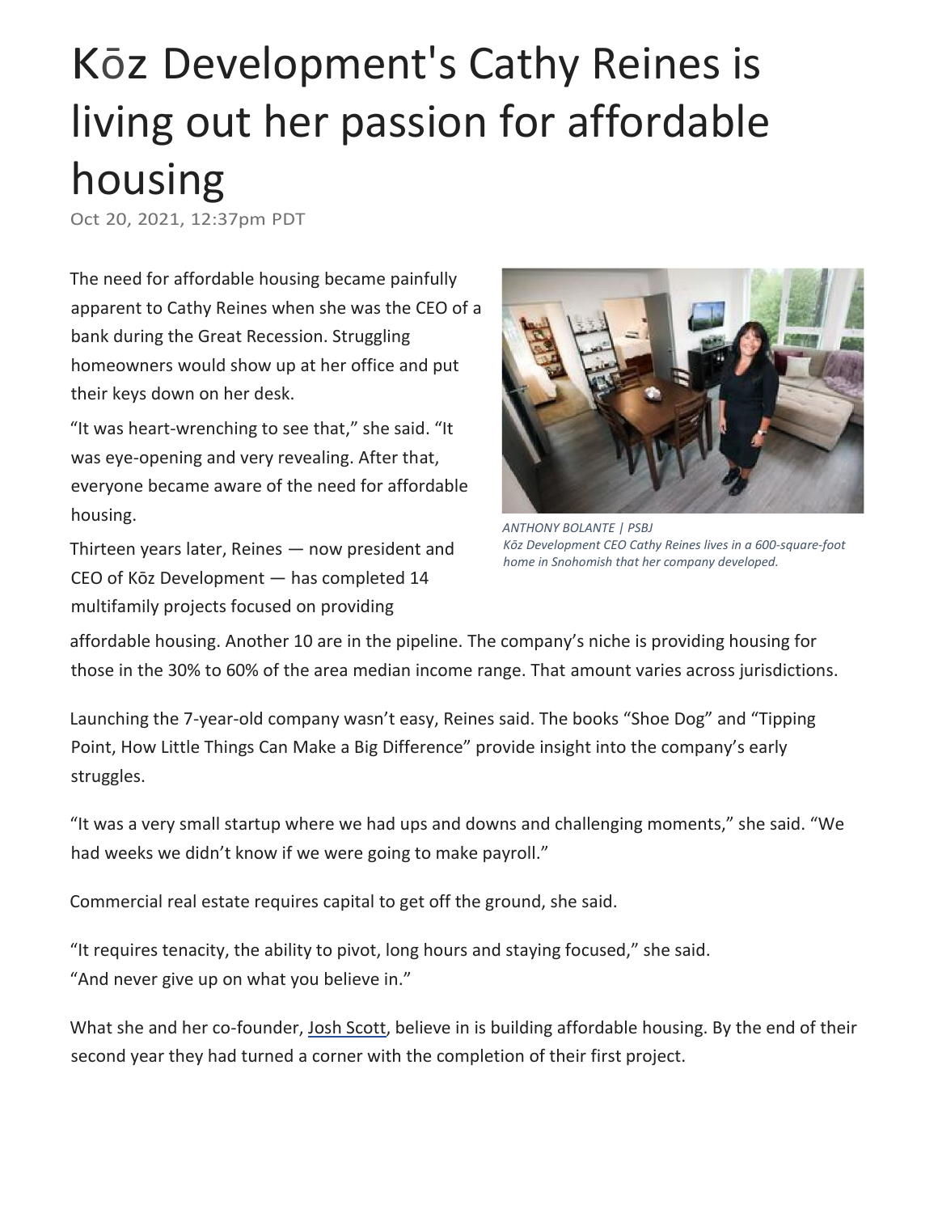# Kōz Development's Cathy Reines is living out her passion for affordable housing

Oct 20, 2021, 12:37pm PDT

The need for affordable housing became painfully apparent to Cathy Reines when she was the CEO of a bank during the Great Recession. Struggling homeowners would show up at her office and put their keys down on her desk.

"It was heart-wrenching to see that," she said. "It was eye-opening and very revealing. After that, everyone became aware of the need for affordable housing.

*ANTHONY BOLANTE | PSBJ*
*Kōz Development CEO Cathy Reines lives in a 600-square-foot home in Snohomish that her company developed.*

Thirteen years later, Reines — now president and CEO of Kōz Development — has completed 14 multifamily projects focused on providing affordable housing. Another 10 are in the pipeline. The company's niche is providing housing for those in the 30% to 60% of the area median income range. That amount varies across jurisdictions.

Launching the 7-year-old company wasn't easy, Reines said. The books "Shoe Dog" and "Tipping Point, How Little Things Can Make a Big Difference" provide insight into the company's early struggles.

"It was a very small startup where we had ups and downs and challenging moments," she said. "We had weeks we didn't know if we were going to make payroll."

Commercial real estate requires capital to get off the ground, she said.

"It requires tenacity, the ability to pivot, long hours and staying focused," she said. "And never give up on what you believe in."

What she and her co-founder, Josh Scott, believe in is building affordable housing. By the end of their second year they had turned a corner with the completion of their first project.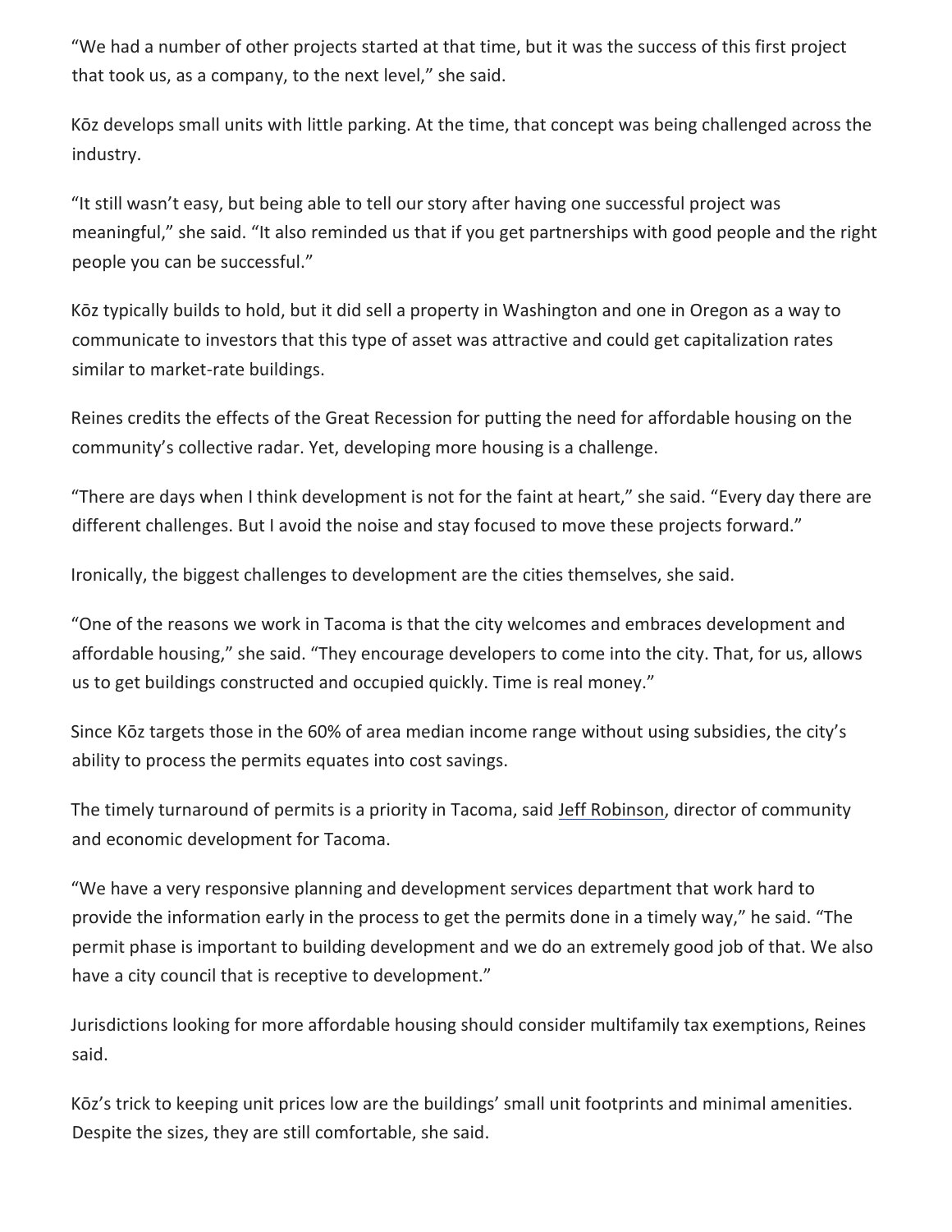"We had a number of other projects started at that time, but it was the success of this first project that took us, as a company, to the next level," she said.

Kōz develops small units with little parking. At the time, that concept was being challenged across the industry.

"It still wasn't easy, but being able to tell our story after having one successful project was meaningful," she said. "It also reminded us that if you get partnerships with good people and the right people you can be successful."

Kōz typically builds to hold, but it did sell a property in Washington and one in Oregon as a way to communicate to investors that this type of asset was attractive and could get capitalization rates similar to market-rate buildings.

Reines credits the effects of the Great Recession for putting the need for affordable housing on the community's collective radar. Yet, developing more housing is a challenge.

"There are days when I think development is not for the faint at heart," she said. "Every day there are different challenges. But I avoid the noise and stay focused to move these projects forward."

Ironically, the biggest challenges to development are the cities themselves, she said.

"One of the reasons we work in Tacoma is that the city welcomes and embraces development and affordable housing," she said. "They encourage developers to come into the city. That, for us, allows us to get buildings constructed and occupied quickly. Time is real money."

Since Kōz targets those in the 60% of area median income range without using subsidies, the city's ability to process the permits equates into cost savings.

The timely turnaround of permits is a priority in Tacoma, said Jeff Robinson, director of community and economic development for Tacoma.

"We have a very responsive planning and development services department that work hard to provide the information early in the process to get the permits done in a timely way," he said. "The permit phase is important to building development and we do an extremely good job of that. We also have a city council that is receptive to development."

Jurisdictions looking for more affordable housing should consider multifamily tax exemptions, Reines said.

Kōz's trick to keeping unit prices low are the buildings' small unit footprints and minimal amenities. Despite the sizes, they are still comfortable, she said.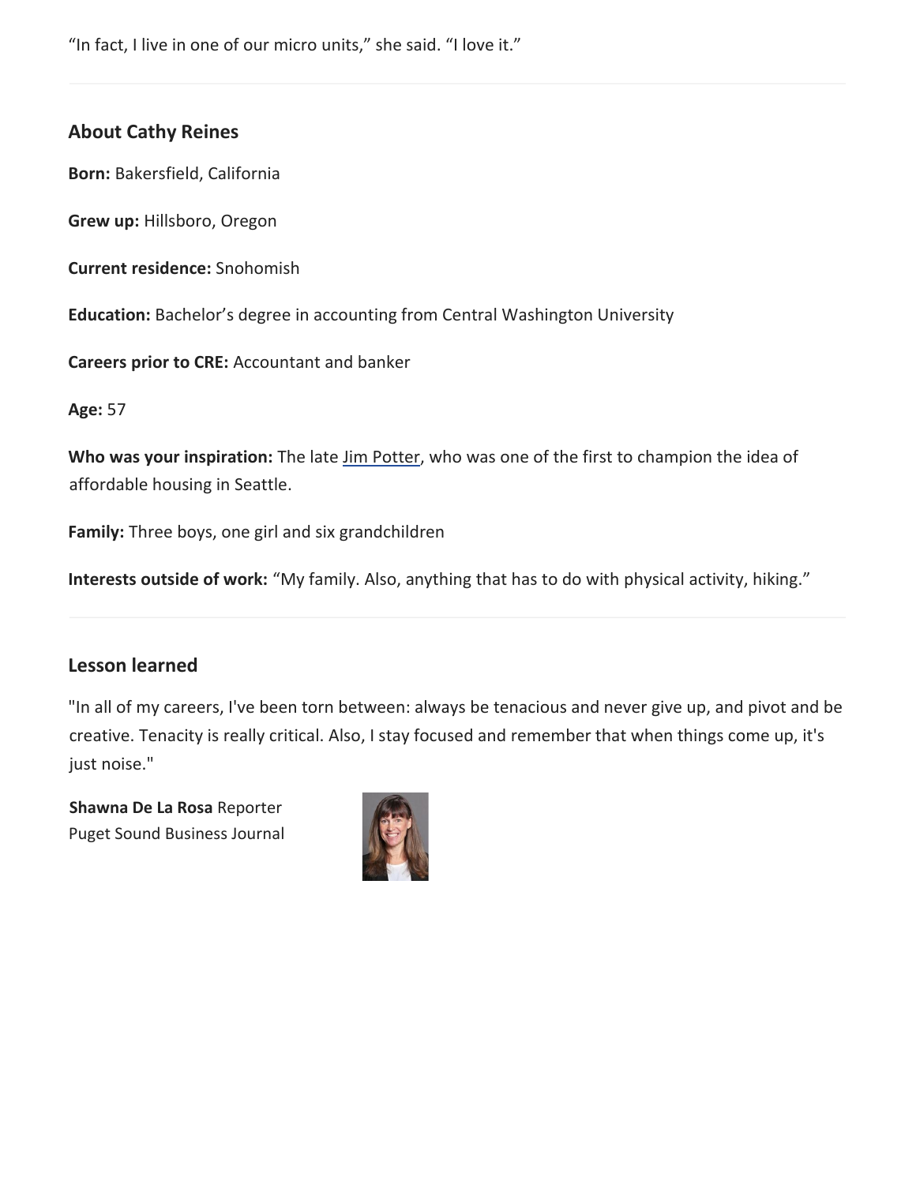"In fact, I live in one of our micro units," she said. "I love it."

---

## About Cathy Reines

**Born:** Bakersfield, California

**Grew up:** Hillsboro, Oregon

**Current residence:** Snohomish

**Education:** Bachelor's degree in accounting from Central Washington University

**Careers prior to CRE:** Accountant and banker

**Age:** 57

**Who was your inspiration:** The late Jim Potter, who was one of the first to champion the idea of affordable housing in Seattle.

**Family:** Three boys, one girl and six grandchildren

**Interests outside of work:** "My family. Also, anything that has to do with physical activity, hiking."

---

## Lesson learned

"In all of my careers, I've been torn between: always be tenacious and never give up, and pivot and be creative. Tenacity is really critical. Also, I stay focused and remember that when things come up, it's just noise."

**Shawna De La Rosa** Reporter
Puget Sound Business Journal